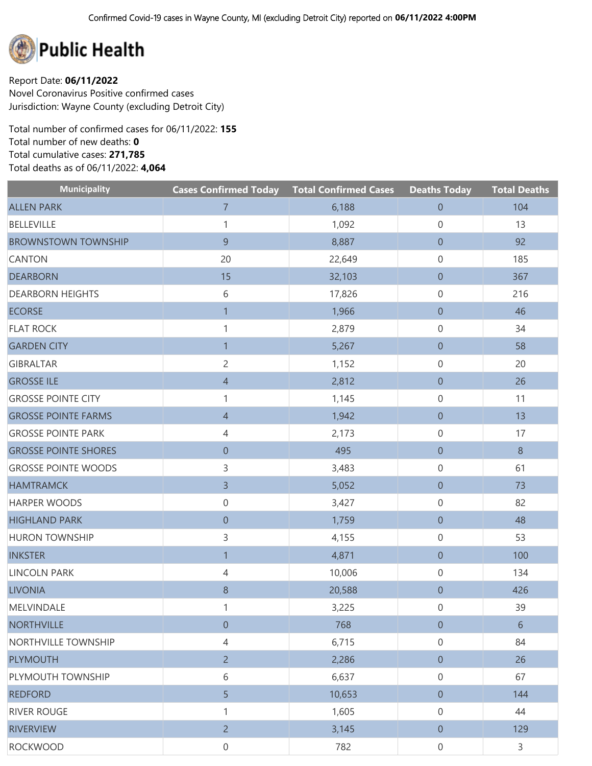Confirmed Covid-19 cases in Wayne County, MI (excluding Detroit City) reported on **06/11/2022 4:00PM**

# Public Health

Report Date: **06/11/2022**
Novel Coronavirus Positive confirmed cases
Jurisdiction: Wayne County (excluding Detroit City)

Total number of confirmed cases for 06/11/2022: **155**
Total number of new deaths: **0**
Total cumulative cases: **271,785**
Total deaths as of 06/11/2022: **4,064**

| Municipality | Cases Confirmed Today | Total Confirmed Cases | Deaths Today | Total Deaths |
|---|---|---|---|---|
| ALLEN PARK | 7 | 6,188 | 0 | 104 |
| BELLEVILLE | 1 | 1,092 | 0 | 13 |
| BROWNSTOWN TOWNSHIP | 9 | 8,887 | 0 | 92 |
| CANTON | 20 | 22,649 | 0 | 185 |
| DEARBORN | 15 | 32,103 | 0 | 367 |
| DEARBORN HEIGHTS | 6 | 17,826 | 0 | 216 |
| ECORSE | 1 | 1,966 | 0 | 46 |
| FLAT ROCK | 1 | 2,879 | 0 | 34 |
| GARDEN CITY | 1 | 5,267 | 0 | 58 |
| GIBRALTAR | 2 | 1,152 | 0 | 20 |
| GROSSE ILE | 4 | 2,812 | 0 | 26 |
| GROSSE POINTE CITY | 1 | 1,145 | 0 | 11 |
| GROSSE POINTE FARMS | 4 | 1,942 | 0 | 13 |
| GROSSE POINTE PARK | 4 | 2,173 | 0 | 17 |
| GROSSE POINTE SHORES | 0 | 495 | 0 | 8 |
| GROSSE POINTE WOODS | 3 | 3,483 | 0 | 61 |
| HAMTRAMCK | 3 | 5,052 | 0 | 73 |
| HARPER WOODS | 0 | 3,427 | 0 | 82 |
| HIGHLAND PARK | 0 | 1,759 | 0 | 48 |
| HURON TOWNSHIP | 3 | 4,155 | 0 | 53 |
| INKSTER | 1 | 4,871 | 0 | 100 |
| LINCOLN PARK | 4 | 10,006 | 0 | 134 |
| LIVONIA | 8 | 20,588 | 0 | 426 |
| MELVINDALE | 1 | 3,225 | 0 | 39 |
| NORTHVILLE | 0 | 768 | 0 | 6 |
| NORTHVILLE TOWNSHIP | 4 | 6,715 | 0 | 84 |
| PLYMOUTH | 2 | 2,286 | 0 | 26 |
| PLYMOUTH TOWNSHIP | 6 | 6,637 | 0 | 67 |
| REDFORD | 5 | 10,653 | 0 | 144 |
| RIVER ROUGE | 1 | 1,605 | 0 | 44 |
| RIVERVIEW | 2 | 3,145 | 0 | 129 |
| ROCKWOOD | 0 | 782 | 0 | 3 |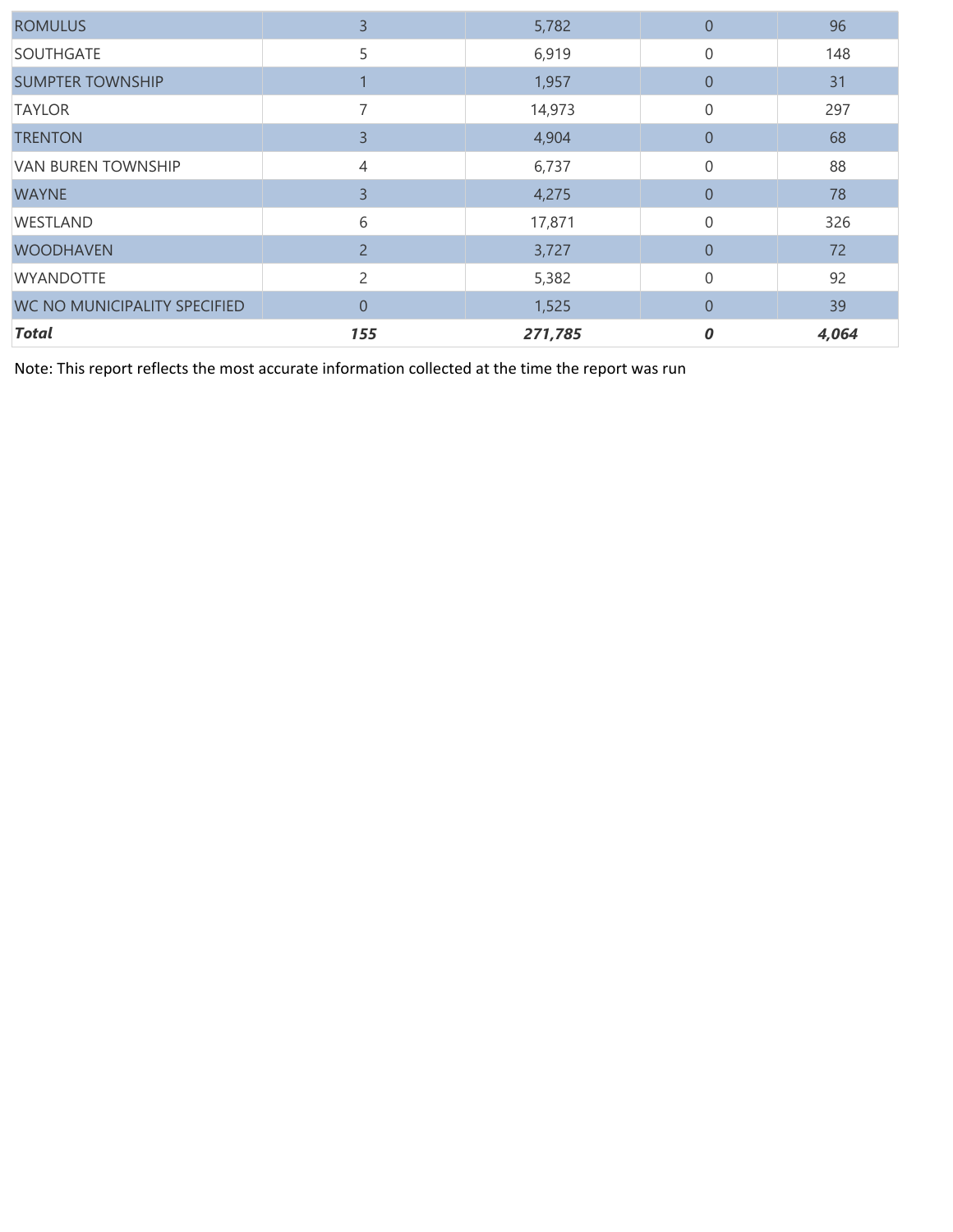| | | | | |
|---|---|---|---|---|
| ROMULUS | 3 | 5,782 | 0 | 96 |
| SOUTHGATE | 5 | 6,919 | 0 | 148 |
| SUMPTER TOWNSHIP | 1 | 1,957 | 0 | 31 |
| TAYLOR | 7 | 14,973 | 0 | 297 |
| TRENTON | 3 | 4,904 | 0 | 68 |
| VAN BUREN TOWNSHIP | 4 | 6,737 | 0 | 88 |
| WAYNE | 3 | 4,275 | 0 | 78 |
| WESTLAND | 6 | 17,871 | 0 | 326 |
| WOODHAVEN | 2 | 3,727 | 0 | 72 |
| WYANDOTTE | 2 | 5,382 | 0 | 92 |
| WC NO MUNICIPALITY SPECIFIED | 0 | 1,525 | 0 | 39 |
| ***Total*** | ***155*** | ***271,785*** | ***0*** | ***4,064*** |

Note: This report reflects the most accurate information collected at the time the report was run